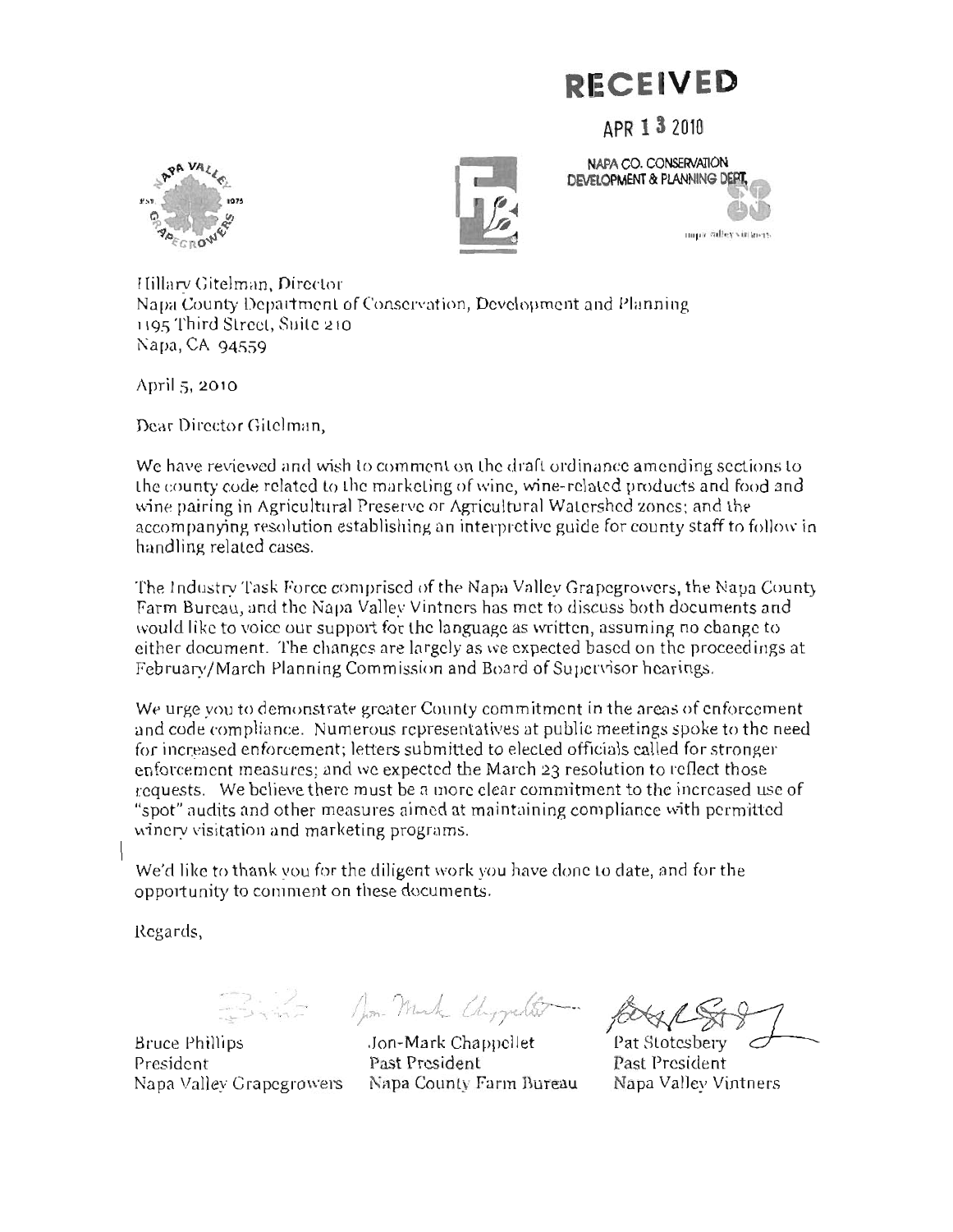**RECEIVED**

APR 13 2010

NAPA CO. CONSERVATION DEVELOPMENT & PLANNING DEPT.

Hillary Gitelman, Director
Napa County Department of Conservation, Development and Planning
1195 Third Street, Suite 210
Napa, CA 94559

April 5, 2010

Dear Director Gitelman,

We have reviewed and wish to comment on the draft ordinance amending sections to the county code related to the marketing of wine, wine-related products and food and wine pairing in Agricultural Preserve or Agricultural Watershed zones; and the accompanying resolution establishing an interpretive guide for county staff to follow in handling related cases.

The Industry Task Force comprised of the Napa Valley Grapegrowers, the Napa County Farm Bureau, and the Napa Valley Vintners has met to discuss both documents and would like to voice our support for the language as written, assuming no change to either document. The changes are largely as we expected based on the proceedings at February/March Planning Commission and Board of Supervisor hearings.

We urge you to demonstrate greater County commitment in the areas of enforcement and code compliance. Numerous representatives at public meetings spoke to the need for increased enforcement; letters submitted to elected officials called for stronger enforcement measures; and we expected the March 23 resolution to reflect those requests. We believe there must be a more clear commitment to the increased use of "spot" audits and other measures aimed at maintaining compliance with permitted winery visitation and marketing programs.

We'd like to thank you for the diligent work you have done to date, and for the opportunity to comment on these documents.

Regards,

| Bruce Phillips | Jon-Mark Chappellet | Pat Stotesbery |
| --- | --- | --- |
| President | Past President | Past President |
| Napa Valley Grapegrowers | Napa County Farm Bureau | Napa Valley Vintners |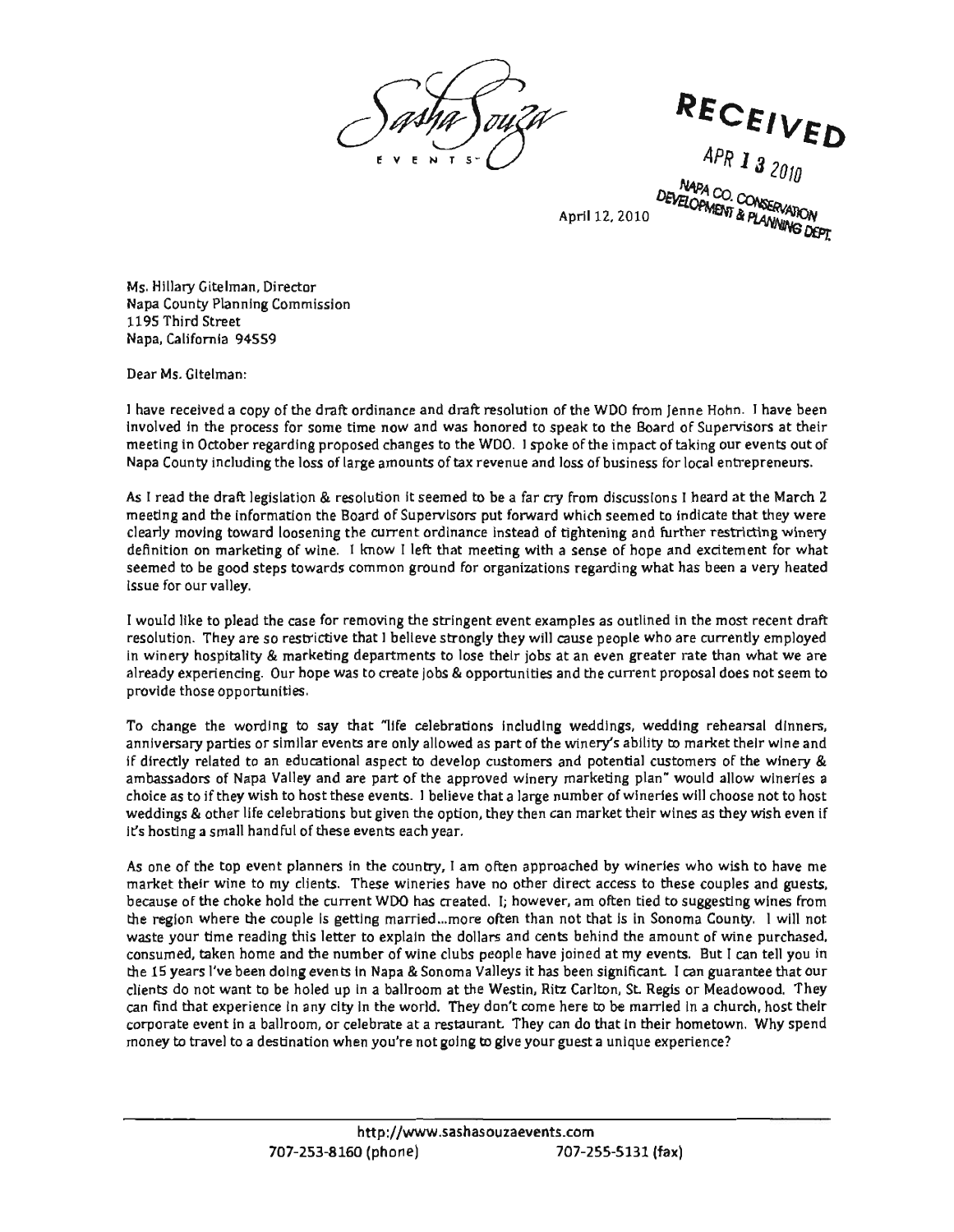Sasha Souza
EVENTS

RECEIVED

APR 13 2010

NAPA CO. CONSERVATION DEVELOPMENT & PLANNING DEPT.

April 12, 2010

Ms. Hillary Gitelman, Director
Napa County Planning Commission
1195 Third Street
Napa, California 94559

Dear Ms. Gitelman:

I have received a copy of the draft ordinance and draft resolution of the WDO from Jenne Hohn. I have been involved in the process for some time now and was honored to speak to the Board of Supervisors at their meeting in October regarding proposed changes to the WDO. I spoke of the impact of taking our events out of Napa County including the loss of large amounts of tax revenue and loss of business for local entrepreneurs.

As I read the draft legislation & resolution it seemed to be a far cry from discussions I heard at the March 2 meeting and the information the Board of Supervisors put forward which seemed to indicate that they were clearly moving toward loosening the current ordinance instead of tightening and further restricting winery definition on marketing of wine. I know I left that meeting with a sense of hope and excitement for what seemed to be good steps towards common ground for organizations regarding what has been a very heated issue for our valley.

I would like to plead the case for removing the stringent event examples as outlined in the most recent draft resolution. They are so restrictive that I believe strongly they will cause people who are currently employed in winery hospitality & marketing departments to lose their jobs at an even greater rate than what we are already experiencing. Our hope was to create jobs & opportunities and the current proposal does not seem to provide those opportunities.

To change the wording to say that "life celebrations including weddings, wedding rehearsal dinners, anniversary parties or similar events are only allowed as part of the winery's ability to market their wine and if directly related to an educational aspect to develop customers and potential customers of the winery & ambassadors of Napa Valley and are part of the approved winery marketing plan" would allow wineries a choice as to if they wish to host these events. I believe that a large number of wineries will choose not to host weddings & other life celebrations but given the option, they then can market their wines as they wish even if it's hosting a small handful of these events each year.

As one of the top event planners in the country, I am often approached by wineries who wish to have me market their wine to my clients. These wineries have no other direct access to these couples and guests, because of the choke hold the current WDO has created. I; however, am often tied to suggesting wines from the region where the couple is getting married...more often than not that is in Sonoma County. I will not waste your time reading this letter to explain the dollars and cents behind the amount of wine purchased, consumed, taken home and the number of wine clubs people have joined at my events. But I can tell you in the 15 years I've been doing events in Napa & Sonoma Valleys it has been significant. I can guarantee that our clients do not want to be holed up in a ballroom at the Westin, Ritz Carlton, St. Regis or Meadowood. They can find that experience in any city in the world. They don't come here to be married in a church, host their corporate event in a ballroom, or celebrate at a restaurant. They can do that in their hometown. Why spend money to travel to a destination when you're not going to give your guest a unique experience?

http://www.sashasouzaevents.com
707-253-8160 (phone) 707-255-5131 (fax)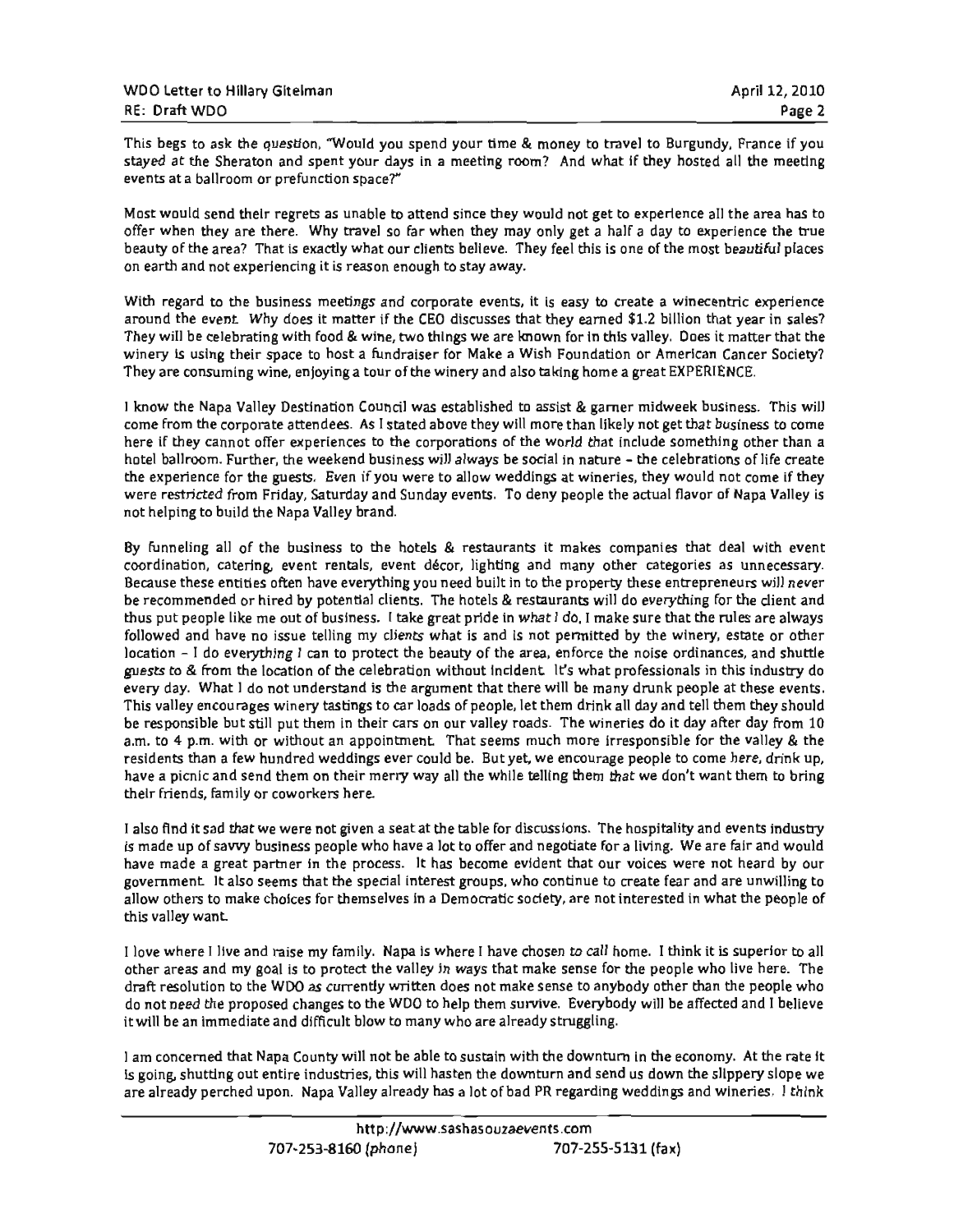This begs to ask the question, "Would you spend your time & money to travel to Burgundy, France if you stayed at the Sheraton and spent your days in a meeting room? And what if they hosted all the meeting events at a ballroom or prefunction space?"

Most would send their regrets as unable to attend since they would not get to experience all the area has to offer when they are there. Why travel so far when they may only get a half a day to experience the true beauty of the area? That is exactly what our clients believe. They feel this is one of the most beautiful places on earth and not experiencing it is reason enough to stay away.

With regard to the business meetings and corporate events, it is easy to create a winecentric experience around the event. Why does it matter if the CEO discusses that they earned $1.2 billion that year in sales? They will be celebrating with food & wine, two things we are known for in this valley. Does it matter that the winery is using their space to host a fundraiser for Make a Wish Foundation or American Cancer Society? They are consuming wine, enjoying a tour of the winery and also taking home a great EXPERIENCE.

I know the Napa Valley Destination Council was established to assist & garner midweek business. This will come from the corporate attendees. As I stated above they will more than likely not get that business to come here if they cannot offer experiences to the corporations of the world that include something other than a hotel ballroom. Further, the weekend business will always be social in nature – the celebrations of life create the experience for the guests. Even if you were to allow weddings at wineries, they would not come if they were restricted from Friday, Saturday and Sunday events. To deny people the actual flavor of Napa Valley is not helping to build the Napa Valley brand.

By funneling all of the business to the hotels & restaurants it makes companies that deal with event coordination, catering, event rentals, event décor, lighting and many other categories as unnecessary. Because these entities often have everything you need built in to the property these entrepreneurs will never be recommended or hired by potential clients. The hotels & restaurants will do everything for the client and thus put people like me out of business. I take great pride in what I do, I make sure that the rules are always followed and have no issue telling my clients what is and is not permitted by the winery, estate or other location – I do everything I can to protect the beauty of the area, enforce the noise ordinances, and shuttle guests to & from the location of the celebration without incident. It's what professionals in this industry do every day. What I do not understand is the argument that there will be many drunk people at these events. This valley encourages winery tastings to car loads of people, let them drink all day and tell them they should be responsible but still put them in their cars on our valley roads. The wineries do it day after day from 10 a.m. to 4 p.m. with or without an appointment. That seems much more irresponsible for the valley & the residents than a few hundred weddings ever could be. But yet, we encourage people to come here, drink up, have a picnic and send them on their merry way all the while telling them that we don't want them to bring their friends, family or coworkers here.

I also find it sad that we were not given a seat at the table for discussions. The hospitality and events industry is made up of savvy business people who have a lot to offer and negotiate for a living. We are fair and would have made a great partner in the process. It has become evident that our voices were not heard by our government. It also seems that the special interest groups, who continue to create fear and are unwilling to allow others to make choices for themselves in a Democratic society, are not interested in what the people of this valley want.

I love where I live and raise my family. Napa is where I have chosen to call home. I think it is superior to all other areas and my goal is to protect the valley in ways that make sense for the people who live here. The draft resolution to the WDO as currently written does not make sense to anybody other than the people who do not need the proposed changes to the WDO to help them survive. Everybody will be affected and I believe it will be an immediate and difficult blow to many who are already struggling.

I am concerned that Napa County will not be able to sustain with the downturn in the economy. At the rate it is going, shutting out entire industries, this will hasten the downturn and send us down the slippery slope we are already perched upon. Napa Valley already has a lot of bad PR regarding weddings and wineries. I think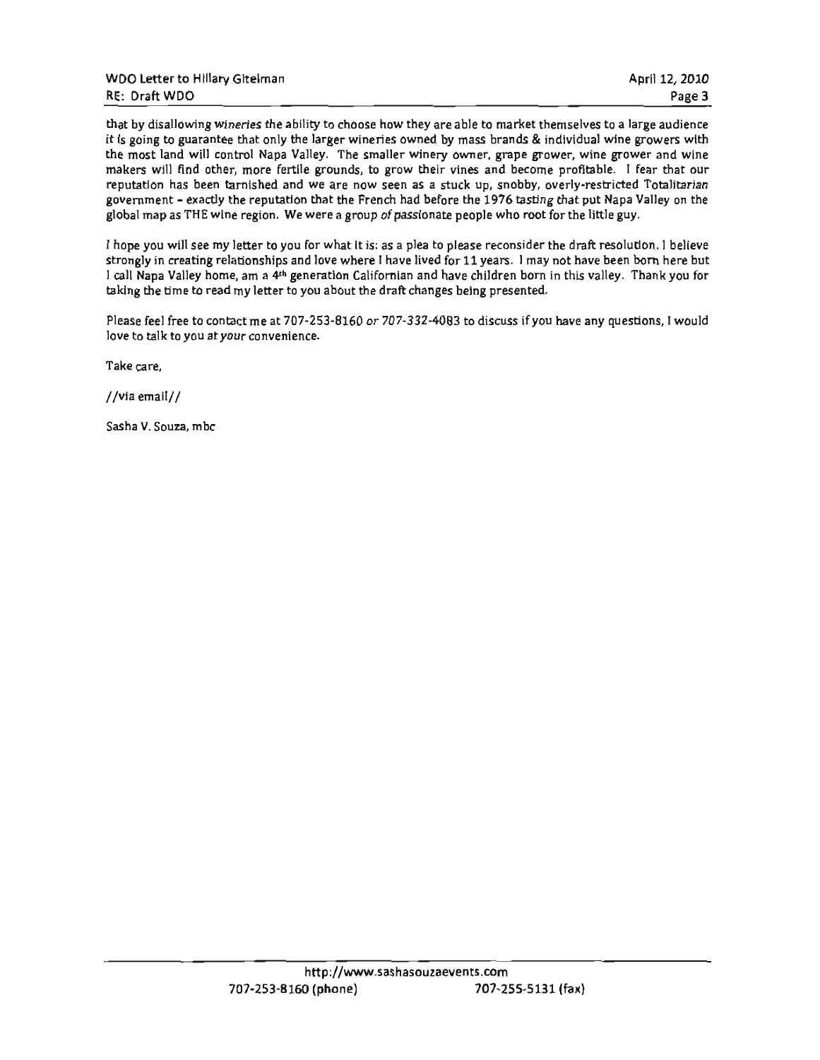that by disallowing *wineries* the ability to choose how they are able to market themselves to a large audience it is going to guarantee that only the larger wineries owned by mass brands & individual wine growers with the most land will control Napa Valley. The smaller winery owner, grape grower, wine grower and wine makers will find other, more fertile grounds, to grow their vines and become profitable. I fear that our reputation has been tarnished and we are now seen as a stuck up, snobby, overly-restricted Totalitarian government - exactly the reputation that the French had before the 1976 *tasting* that put Napa Valley on the global map as THE wine region. We were a group of passionate people who root for the little guy.

I hope you will see my letter to you for what it is: as a plea to please reconsider the draft resolution. I believe strongly in creating relationships and love where I have lived for 11 years. I may not have been born here but I call Napa Valley home, am a 4th generation Californian and have children born in this valley. Thank you for taking the time to read my letter to you about the draft changes being presented.

Please feel free to contact me at 707-253-8160 *or* 707-332-4083 to discuss if you have any questions, I would love to talk to you at *your* convenience.

Take care,

//via email//

Sasha V. Souza, mbc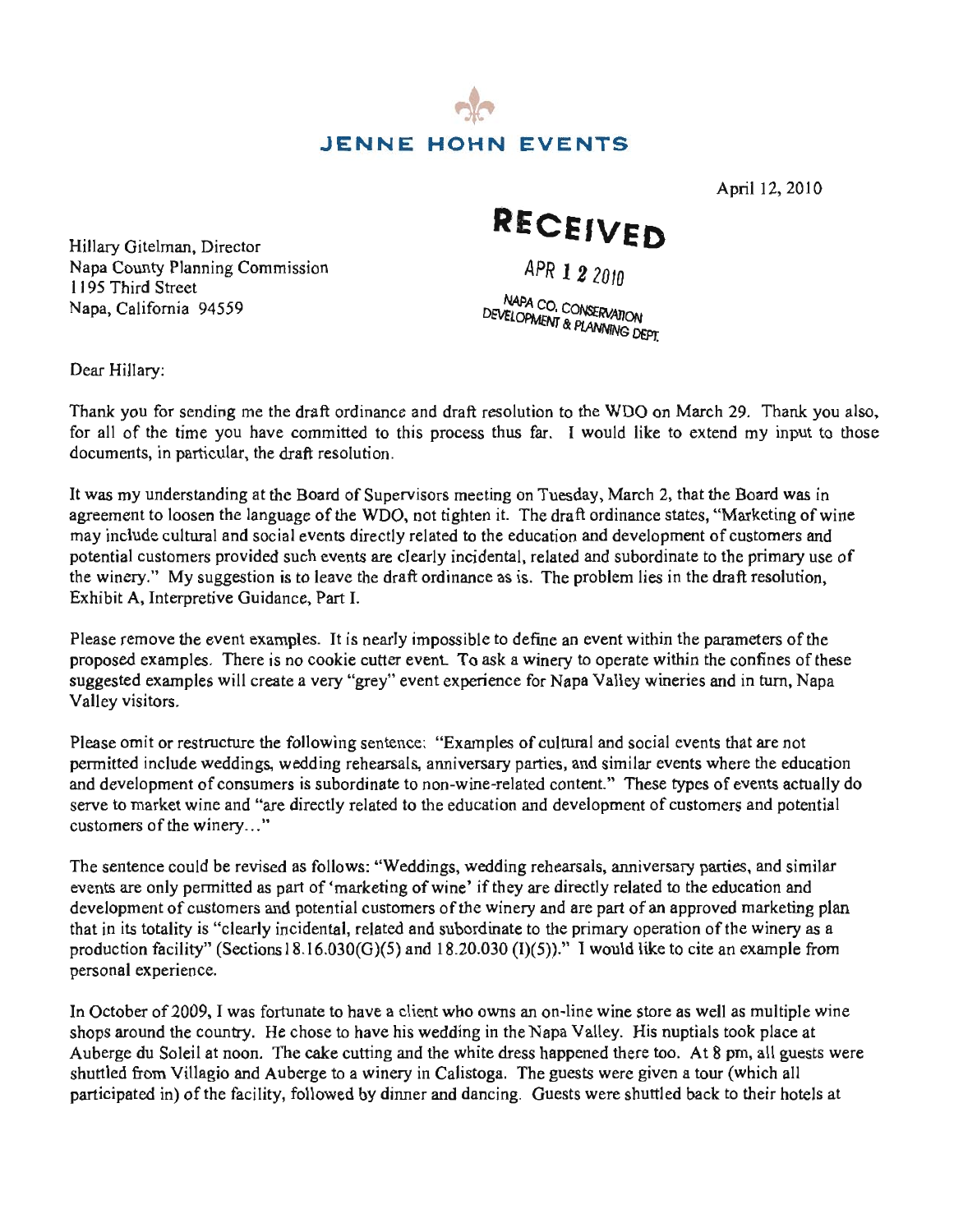# JENNE HOHN EVENTS

April 12, 2010

**RECEIVED**

APR 12 2010

NAPA CO. CONSERVATION DEVELOPMENT & PLANNING DEPT.

Hillary Gitelman, Director
Napa County Planning Commission
1195 Third Street
Napa, California 94559

Dear Hillary:

Thank you for sending me the draft ordinance and draft resolution to the WDO on March 29. Thank you also, for all of the time you have committed to this process thus far. I would like to extend my input to those documents, in particular, the draft resolution.

It was my understanding at the Board of Supervisors meeting on Tuesday, March 2, that the Board was in agreement to loosen the language of the WDO, not tighten it. The draft ordinance states, "Marketing of wine may include cultural and social events directly related to the education and development of customers and potential customers provided such events are clearly incidental, related and subordinate to the primary use of the winery." My suggestion is to leave the draft ordinance as is. The problem lies in the draft resolution, Exhibit A, Interpretive Guidance, Part I.

Please remove the event examples. It is nearly impossible to define an event within the parameters of the proposed examples. There is no cookie cutter event. To ask a winery to operate within the confines of these suggested examples will create a very "grey" event experience for Napa Valley wineries and in turn, Napa Valley visitors.

Please omit or restructure the following sentence: "Examples of cultural and social events that are not permitted include weddings, wedding rehearsals, anniversary parties, and similar events where the education and development of consumers is subordinate to non-wine-related content." These types of events actually do serve to market wine and "are directly related to the education and development of customers and potential customers of the winery..."

The sentence could be revised as follows: "Weddings, wedding rehearsals, anniversary parties, and similar events are only permitted as part of 'marketing of wine' if they are directly related to the education and development of customers and potential customers of the winery and are part of an approved marketing plan that in its totality is "clearly incidental, related and subordinate to the primary operation of the winery as a production facility" (Sections 18.16.030(G)(5) and 18.20.030 (I)(5))." I would like to cite an example from personal experience.

In October of 2009, I was fortunate to have a client who owns an on-line wine store as well as multiple wine shops around the country. He chose to have his wedding in the Napa Valley. His nuptials took place at Auberge du Soleil at noon. The cake cutting and the white dress happened there too. At 8 pm, all guests were shuttled from Villagio and Auberge to a winery in Calistoga. The guests were given a tour (which all participated in) of the facility, followed by dinner and dancing. Guests were shuttled back to their hotels at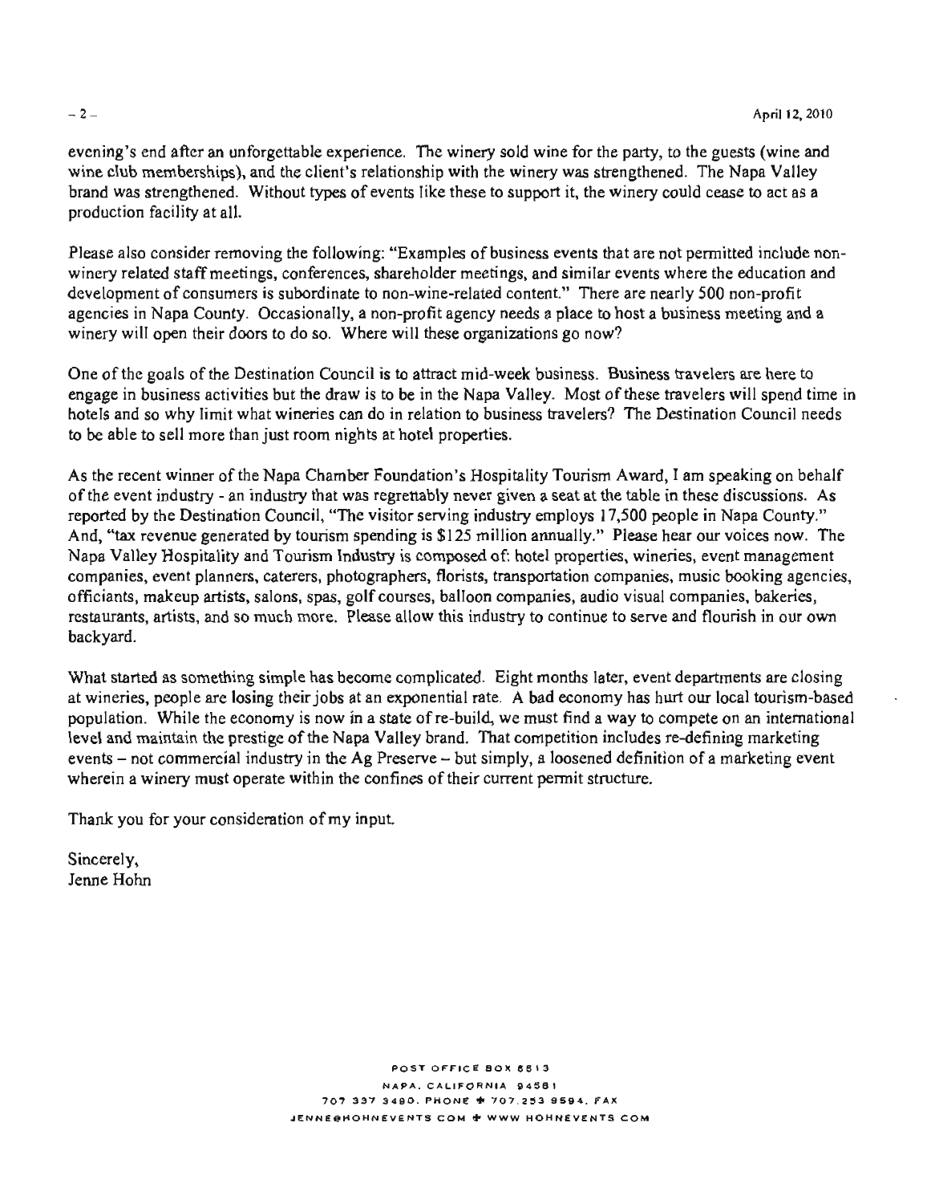evening's end after an unforgettable experience. The winery sold wine for the party, to the guests (wine and wine club memberships), and the client's relationship with the winery was strengthened. The Napa Valley brand was strengthened. Without types of events like these to support it, the winery could cease to act as a production facility at all.

Please also consider removing the following: "Examples of business events that are not permitted include non-winery related staff meetings, conferences, shareholder meetings, and similar events where the education and development of consumers is subordinate to non-wine-related content." There are nearly 500 non-profit agencies in Napa County. Occasionally, a non-profit agency needs a place to host a business meeting and a winery will open their doors to do so. Where will these organizations go now?

One of the goals of the Destination Council is to attract mid-week business. Business travelers are here to engage in business activities but the draw is to be in the Napa Valley. Most of these travelers will spend time in hotels and so why limit what wineries can do in relation to business travelers? The Destination Council needs to be able to sell more than just room nights at hotel properties.

As the recent winner of the Napa Chamber Foundation's Hospitality Tourism Award, I am speaking on behalf of the event industry - an industry that was regrettably never given a seat at the table in these discussions. As reported by the Destination Council, "The visitor serving industry employs 17,500 people in Napa County." And, "tax revenue generated by tourism spending is $125 million annually." Please hear our voices now. The Napa Valley Hospitality and Tourism Industry is composed of: hotel properties, wineries, event management companies, event planners, caterers, photographers, florists, transportation companies, music booking agencies, officiants, makeup artists, salons, spas, golf courses, balloon companies, audio visual companies, bakeries, restaurants, artists, and so much more. Please allow this industry to continue to serve and flourish in our own backyard.

What started as something simple has become complicated. Eight months later, event departments are closing at wineries, people are losing their jobs at an exponential rate. A bad economy has hurt our local tourism-based population. While the economy is now in a state of re-build, we must find a way to compete on an international level and maintain the prestige of the Napa Valley brand. That competition includes re-defining marketing events – not commercial industry in the Ag Preserve – but simply, a loosened definition of a marketing event wherein a winery must operate within the confines of their current permit structure.

Thank you for your consideration of my input.

Sincerely,
Jenne Hohn

POST OFFICE BOX 5513
NAPA, CALIFORNIA 94581
707 337 3490. PHONE ✦ 707.253 9594. FAX
JENNE@HOHNEVENTS.COM ✦ WWW.HOHNEVENTS.COM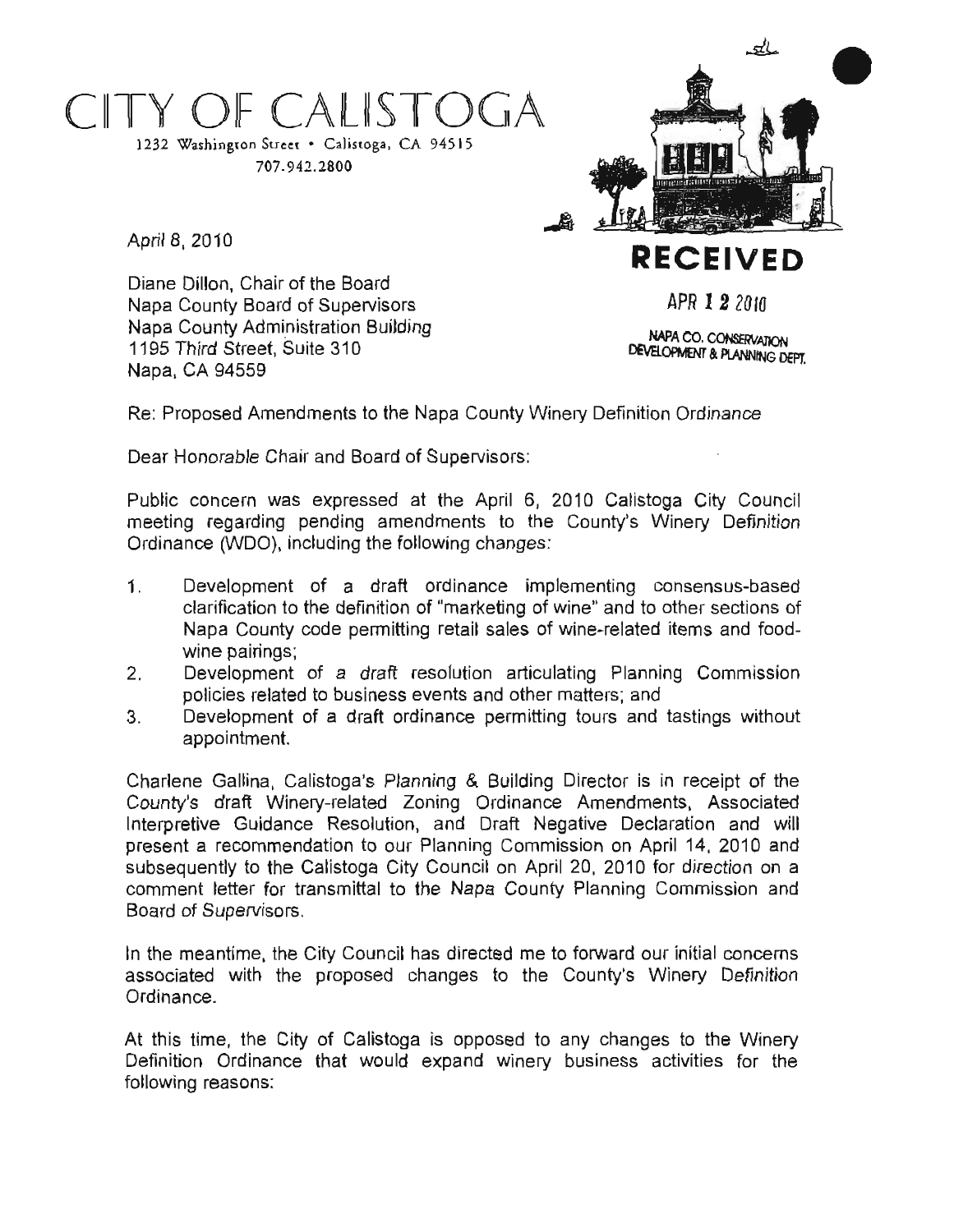# CITY OF CALISTOGA

1232 Washington Street • Calistoga, CA 94515
707.942.2800

**RECEIVED**

APR 12 2010

NAPA CO. CONSERVATION DEVELOPMENT & PLANNING DEPT.

April 8, 2010

Diane Dillon, Chair of the Board
Napa County Board of Supervisors
Napa County Administration Building
1195 Third Street, Suite 310
Napa, CA 94559

Re: Proposed Amendments to the Napa County Winery Definition Ordinance

Dear Honorable Chair and Board of Supervisors:

Public concern was expressed at the April 6, 2010 Calistoga City Council meeting regarding pending amendments to the County's Winery Definition Ordinance (WDO), including the following changes:

1. Development of a draft ordinance implementing consensus-based clarification to the definition of "marketing of wine" and to other sections of Napa County code permitting retail sales of wine-related items and food-wine pairings;
2. Development of a draft resolution articulating Planning Commission policies related to business events and other matters; and
3. Development of a draft ordinance permitting tours and tastings without appointment.

Charlene Gallina, Calistoga's Planning & Building Director is in receipt of the County's draft Winery-related Zoning Ordinance Amendments, Associated Interpretive Guidance Resolution, and Draft Negative Declaration and will present a recommendation to our Planning Commission on April 14, 2010 and subsequently to the Calistoga City Council on April 20, 2010 for direction on a comment letter for transmittal to the Napa County Planning Commission and Board of Supervisors.

In the meantime, the City Council has directed me to forward our initial concerns associated with the proposed changes to the County's Winery Definition Ordinance.

At this time, the City of Calistoga is opposed to any changes to the Winery Definition Ordinance that would expand winery business activities for the following reasons: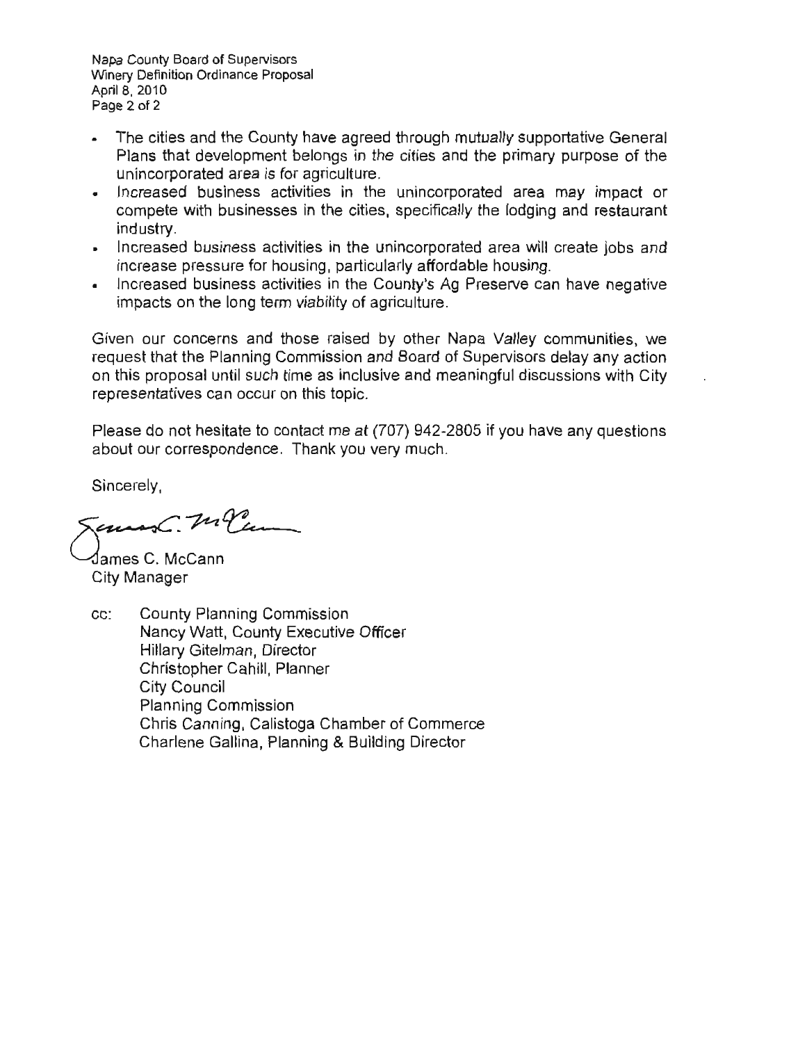- The cities and the County have agreed through mutually supportative General Plans that development belongs in the cities and the primary purpose of the unincorporated area is for agriculture.
- Increased business activities in the unincorporated area may impact or compete with businesses in the cities, specifically the lodging and restaurant industry.
- Increased business activities in the unincorporated area will create jobs and increase pressure for housing, particularly affordable housing.
- Increased business activities in the County's Ag Preserve can have negative impacts on the long term viability of agriculture.

Given our concerns and those raised by other Napa Valley communities, we request that the Planning Commission and Board of Supervisors delay any action on this proposal until such time as inclusive and meaningful discussions with City representatives can occur on this topic.

Please do not hesitate to contact me at (707) 942-2805 if you have any questions about our correspondence. Thank you very much.

Sincerely,

James C. McCann
City Manager

cc: County Planning Commission
Nancy Watt, County Executive Officer
Hillary Gitelman, Director
Christopher Cahill, Planner
City Council
Planning Commission
Chris Canning, Calistoga Chamber of Commerce
Charlene Gallina, Planning & Building Director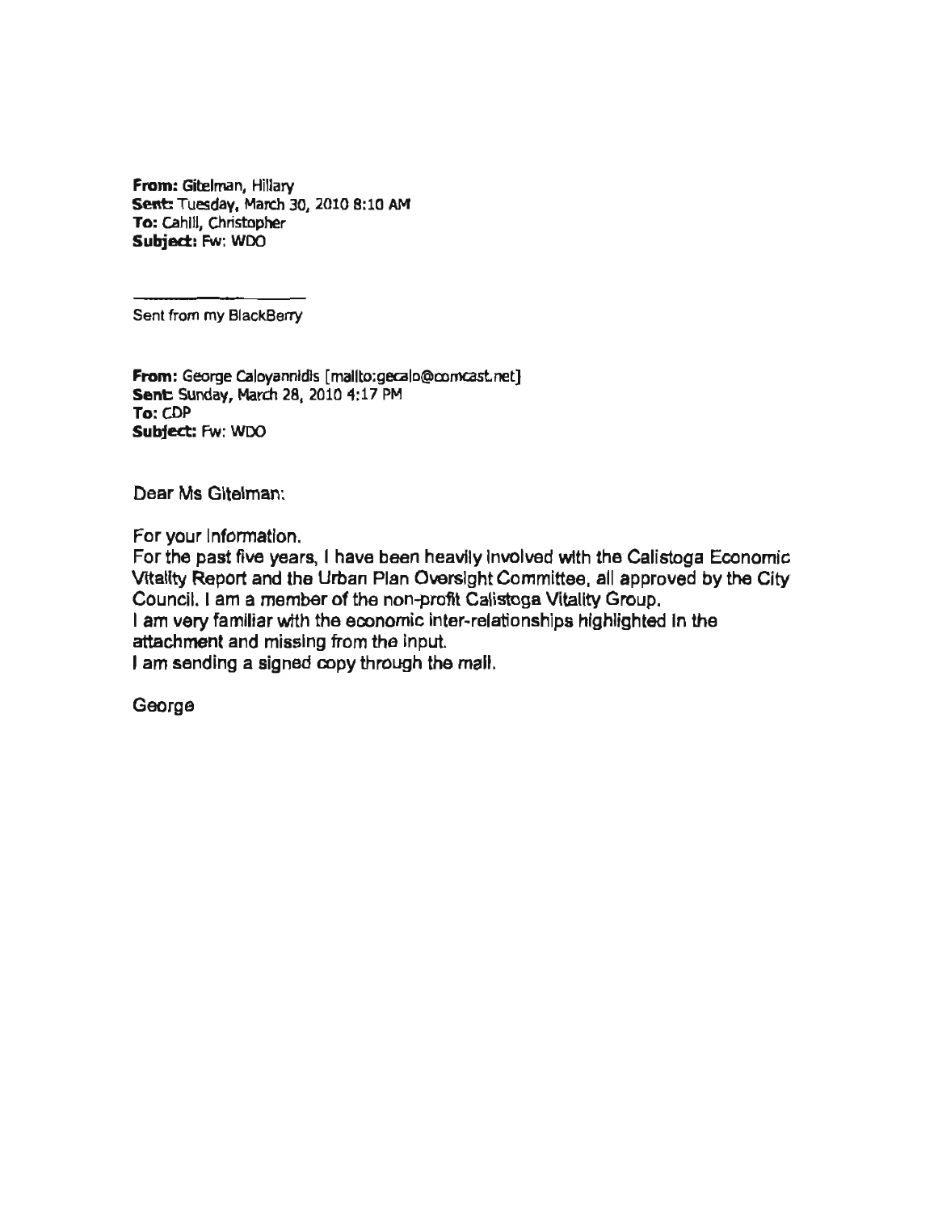**From:** Gitelman, Hillary
**Sent:** Tuesday, March 30, 2010 8:10 AM
**To:** Cahill, Christopher
**Subject:** Fw: WDO

---

Sent from my BlackBerry

**From:** George Caloyannidis [mailto:gecalo@comcast.net]
**Sent:** Sunday, March 28, 2010 4:17 PM
**To:** CDP
**Subject:** Fw: WDO

Dear Ms Gitelman:

For your information.
For the past five years, I have been heavily involved with the Calistoga Economic Vitality Report and the Urban Plan Oversight Committee, all approved by the City Council. I am a member of the non-profit Calistoga Vitality Group.
I am very familiar with the economic inter-relationships highlighted in the attachment and missing from the input.
I am sending a signed copy through the mail.

George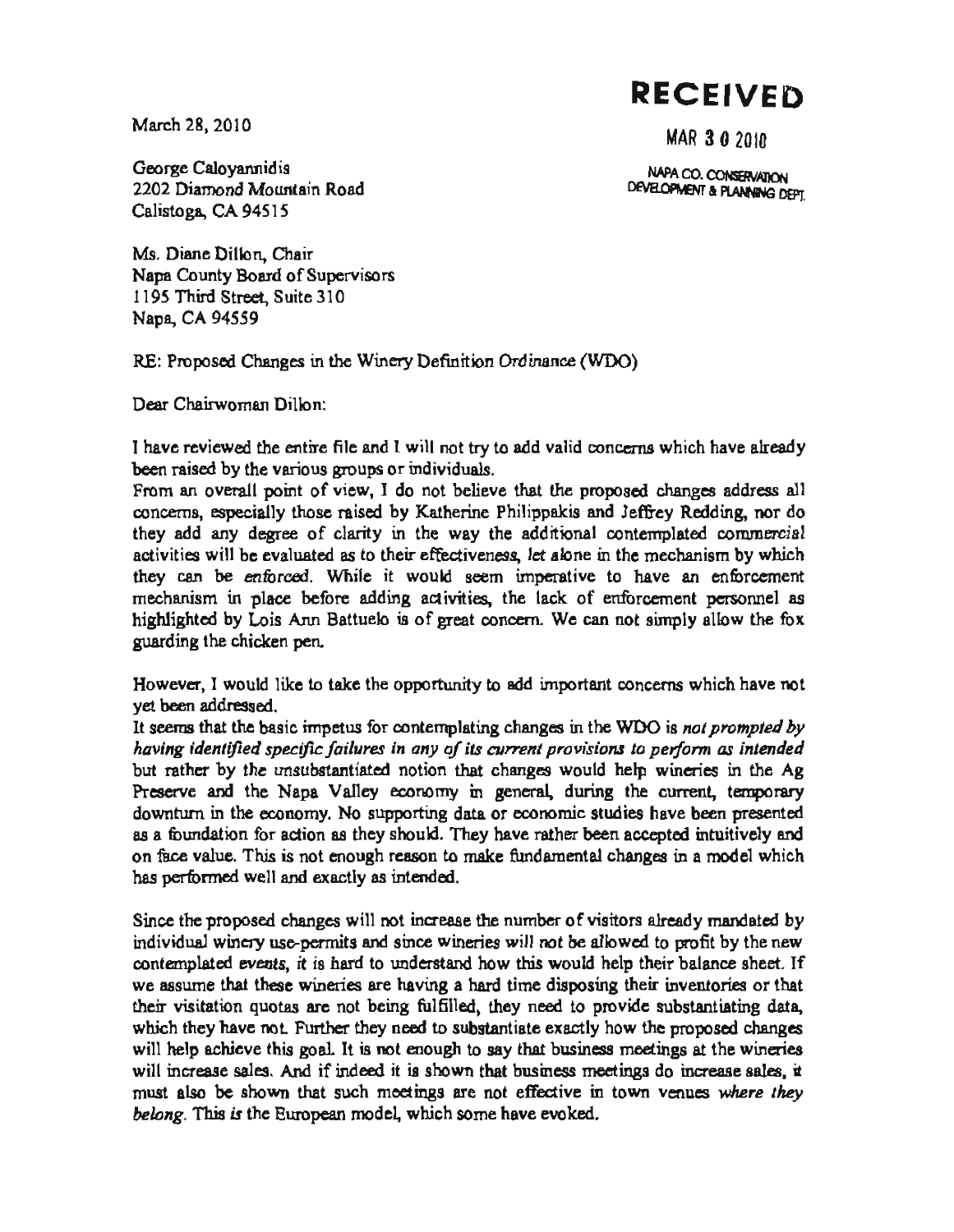**RECEIVED**

MAR 3 0 2010

NAPA CO. CONSERVATION DEVELOPMENT & PLANNING DEPT.

March 28, 2010

George Caloyannidis
2202 Diamond Mountain Road
Calistoga, CA 94515

Ms. Diane Dillon, Chair
Napa County Board of Supervisors
1195 Third Street, Suite 310
Napa, CA 94559

RE: Proposed Changes in the Winery Definition *Ordinance* (WDO)

Dear Chairwoman Dillon:

I have reviewed the entire file and I will not try to add valid concerns which have already been raised by the various groups or individuals.

From an overall point of view, I do not believe that the proposed changes address all concerns, especially those raised by Katherine Philippakis and Jeffrey Redding, nor do they add any degree of clarity in the way the additional contemplated *commercial* activities will be evaluated as to their effectiveness, *let alone* in the mechanism by which they can be *enforced*. While it would seem imperative to have an enforcement mechanism in place before adding activities, the lack of enforcement personnel as highlighted by Lois Ann Battuelo is of great concern. We can not simply allow the fox guarding the chicken pen.

However, I would like to take the opportunity to add important concerns which have not yet been addressed.

It seems that the basic impetus for contemplating changes in the WDO is *not prompted by having identified specific failures in any of its current provisions to perform as intended* but rather by the unsubstantiated notion that changes would help wineries in the Ag Preserve and the Napa Valley economy in general, during the current, temporary downturn in the economy. No supporting data or economic studies have been presented as a foundation for action as they should. They have rather been accepted intuitively and on face value. This is not enough reason to make fundamental changes in a model which has performed well and exactly as intended.

Since the proposed changes will not increase the number of visitors already mandated by individual winery use-permits and since wineries will not be allowed to profit by the new contemplated *events*, it is hard to understand how this would help their balance sheet. If we assume that these wineries are having a hard time disposing their inventories or that their visitation quotas are not being fulfilled, they need to provide substantiating data, which they have not. Further they need to substantiate exactly how the proposed changes will help achieve this goal. It is not enough to say that business meetings at the wineries will increase sales. And if indeed it is shown that business meetings do increase sales, it must also be shown that such meetings are not effective in town venues *where they belong*. This *is* the European model, which some have evoked.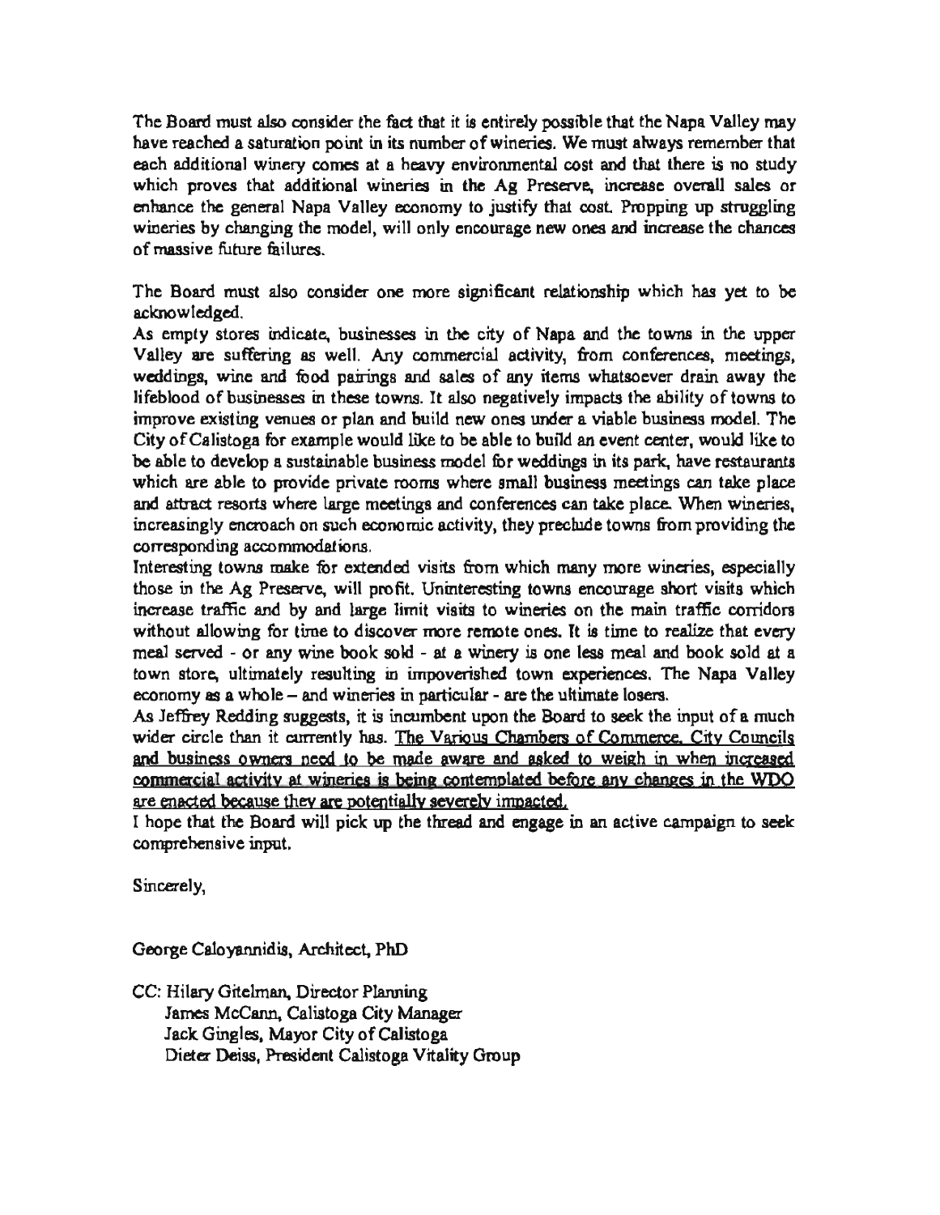The Board must also consider the fact that it is entirely possible that the Napa Valley may have reached a saturation point in its number of wineries. We must always remember that each additional winery comes at a heavy environmental cost and that there is no study which proves that additional wineries in the Ag Preserve, increase overall sales or enhance the general Napa Valley economy to justify that cost. Propping up struggling wineries by changing the model, will only encourage new ones and increase the chances of massive future failures.

The Board must also consider one more significant relationship which has yet to be acknowledged.

As empty stores indicate, businesses in the city of Napa and the towns in the upper Valley are suffering as well. Any commercial activity, from conferences, meetings, weddings, wine and food pairings and sales of any items whatsoever drain away the lifeblood of businesses in these towns. It also negatively impacts the ability of towns to improve existing venues or plan and build new ones under a viable business model. The City of Calistoga for example would like to be able to build an event center, would like to be able to develop a sustainable business model for weddings in its park, have restaurants which are able to provide private rooms where small business meetings can take place and attract resorts where large meetings and conferences can take place. When wineries, increasingly encroach on such economic activity, they preclude towns from providing the corresponding accommodations.

Interesting towns make for extended visits from which many more wineries, especially those in the Ag Preserve, will profit. Uninteresting towns encourage short visits which increase traffic and by and large limit visits to wineries on the main traffic corridors without allowing for time to discover more remote ones. It is time to realize that every meal served - or any wine book sold - at a winery is one less meal and book sold at a town store, ultimately resulting in impoverished town experiences. The Napa Valley economy as a whole – and wineries in particular - are the ultimate losers.

As Jeffrey Redding suggests, it is incumbent upon the Board to seek the input of a much wider circle than it currently has. <u>The Various Chambers of Commerce, City Councils and business owners need to be made aware and asked to weigh in when increased commercial activity at wineries is being contemplated before any changes in the WDO are enacted because they are potentially severely impacted.</u>

I hope that the Board will pick up the thread and engage in an active campaign to seek comprehensive input.

Sincerely,

George Caloyannidis, Architect, PhD

CC: Hilary Gitelman, Director Planning
James McCann, Calistoga City Manager
Jack Gingles, Mayor City of Calistoga
Dieter Deiss, President Calistoga Vitality Group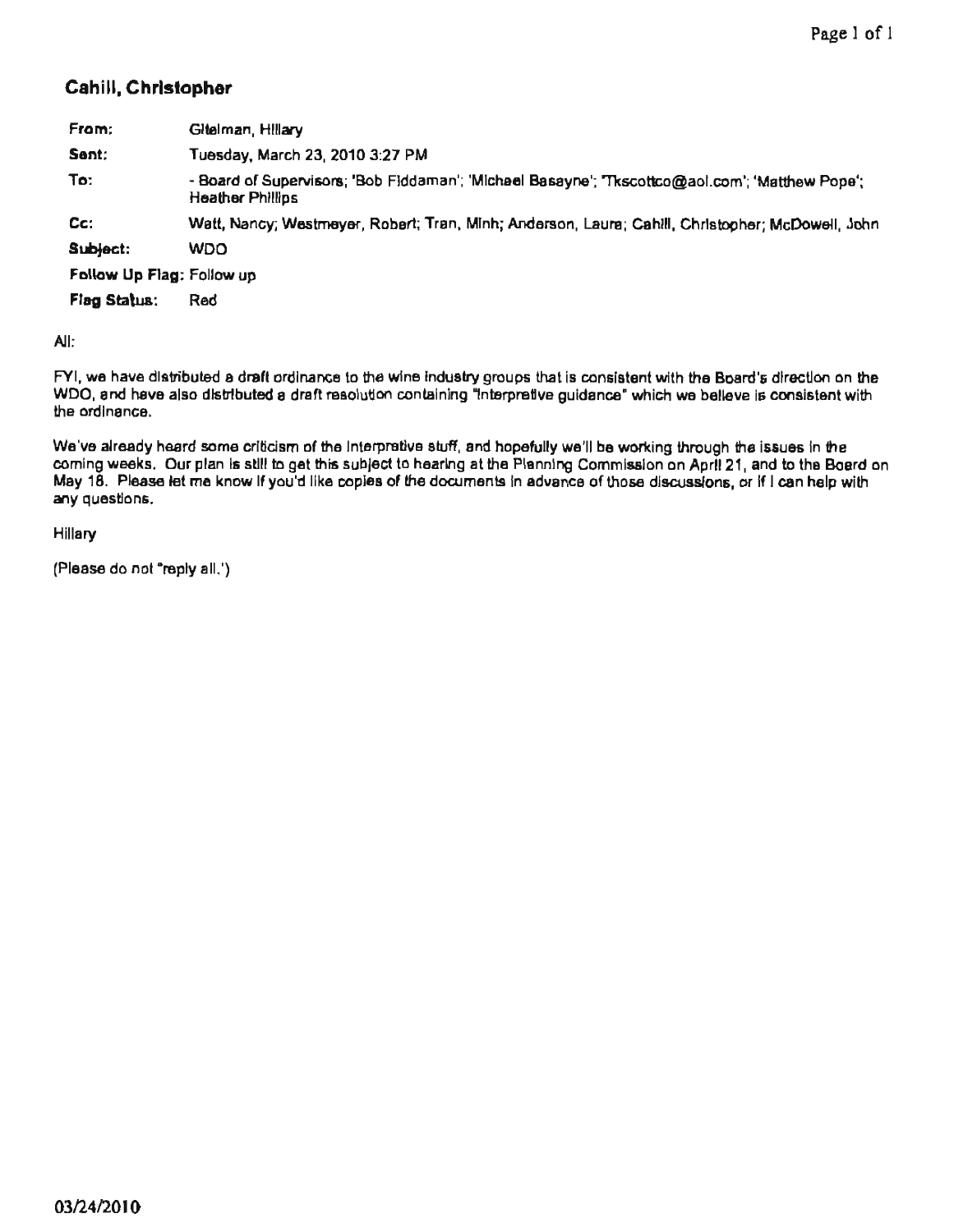## Cahill, Christopher

| | |
|---|---|
| **From:** | Gitelman, Hillary |
| **Sent:** | Tuesday, March 23, 2010 3:27 PM |
| **To:** | - Board of Supervisors; 'Bob Fiddaman'; 'Michael Basayne'; 'Tkscottco@aol.com'; 'Matthew Pope'; Heather Phillips |
| **Cc:** | Watt, Nancy; Westmeyer, Robert; Tran, Minh; Anderson, Laura; Cahill, Christopher; McDowell, John |
| **Subject:** | WDO |
| **Follow Up Flag:** | Follow up |
| **Flag Status:** | Red |

All:

FYI, we have distributed a draft ordinance to the wine industry groups that is consistent with the Board's direction on the WDO, and have also distributed a draft resolution containing "interpretive guidance" which we believe is consistent with the ordinance.

We've already heard some criticism of the interpretive stuff, and hopefully we'll be working through the issues in the coming weeks. Our plan is still to get this subject to hearing at the Planning Commission on April 21, and to the Board on May 18. Please let me know if you'd like copies of the documents in advance of those discussions, or if I can help with any questions.

Hillary

(Please do not "reply all.")

03/24/2010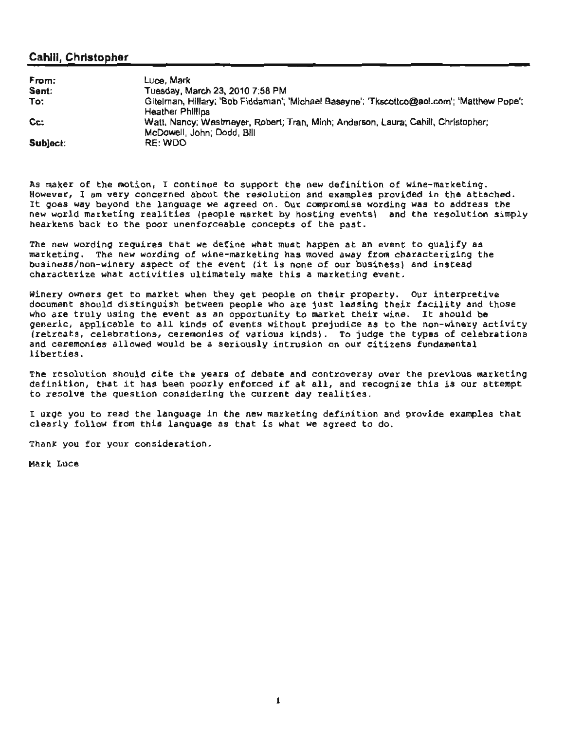## Cahill, Christopher

| | |
|---|---|
| **From:** | Luce, Mark |
| **Sent:** | Tuesday, March 23, 2010 7:58 PM |
| **To:** | Gitelman, Hillary; 'Bob Fiddaman'; 'Michael Basayne'; 'Tkscottco@aol.com'; 'Matthew Pope'; Heather Phillips |
| **Cc:** | Watt, Nancy; Westmeyer, Robert; Tran, Minh; Anderson, Laura; Cahill, Christopher; McDowell, John; Dodd, Bill |
| **Subject:** | RE: WDO |

As maker of the motion, I continue to support the new definition of wine-marketing. However, I am very concerned about the resolution and examples provided in the attached. It goes way beyond the language we agreed on. Our compromise wording was to address the new world marketing realities (people market by hosting events) and the resolution simply hearkens back to the poor unenforceable concepts of the past.

The new wording requires that we define what must happen at an event to qualify as marketing. The new wording of wine-marketing has moved away from characterizing the business/non-winery aspect of the event (it is none of our business) and instead characterize what activities ultimately make this a marketing event.

Winery owners get to market when they get people on their property. Our interpretive document should distinguish between people who are just leasing their facility and those who are truly using the event as an opportunity to market their wine. It should be generic, applicable to all kinds of events without prejudice as to the non-winery activity (retreats, celebrations, ceremonies of various kinds). To judge the types of celebrations and ceremonies allowed would be a seriously intrusion on our citizens fundamental liberties.

The resolution should cite the years of debate and controversy over the previous marketing definition, that it has been poorly enforced if at all, and recognize this is our attempt to resolve the question considering the current day realities.

I urge you to read the language in the new marketing definition and provide examples that clearly follow from this language as that is what we agreed to do.

Thank you for your consideration.

Mark Luce